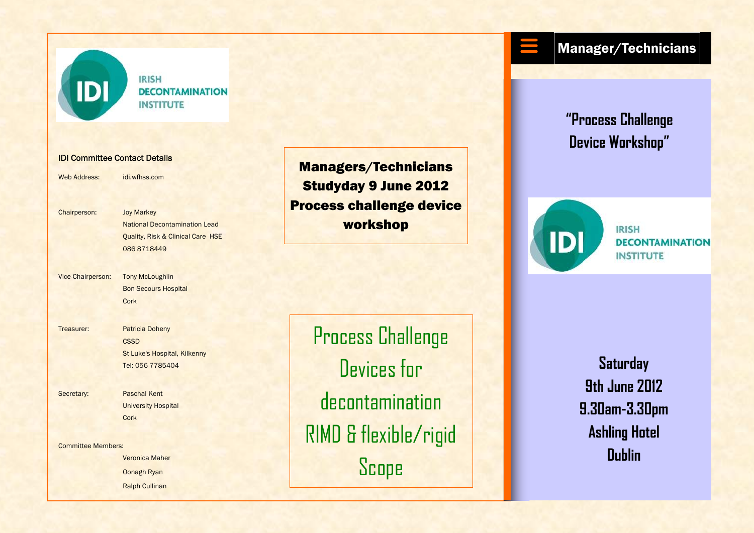IRISH DECONTAMINATION INSTITUTE

**IDI Committee Contact Details**

Web Address: idi.wfhss.com

Chairperson: Joy Markey
National Decontamination Lead
Quality, Risk & Clinical Care HSE
086 8718449

Vice-Chairperson: Tony McLoughlin
Bon Secours Hospital
Cork

Treasurer: Patricia Doheny
CSSD
St Luke's Hospital, Kilkenny
Tel: 056 7785404

Secretary: Paschal Kent
University Hospital
Cork

Committee Members:
Veronica Maher
Oonagh Ryan
Ralph Cullinan

**Managers/Technicians Studyday 9 June 2012 Process challenge device workshop**

Process Challenge Devices for decontamination RIMD & flexible/rigid Scope

## Manager/Technicians

### "Process Challenge Device Workshop"

IRISH DECONTAMINATION INSTITUTE

**Saturday**
**9th June 2012**
**9.30am-3.30pm**
**Ashling Hotel**
**Dublin**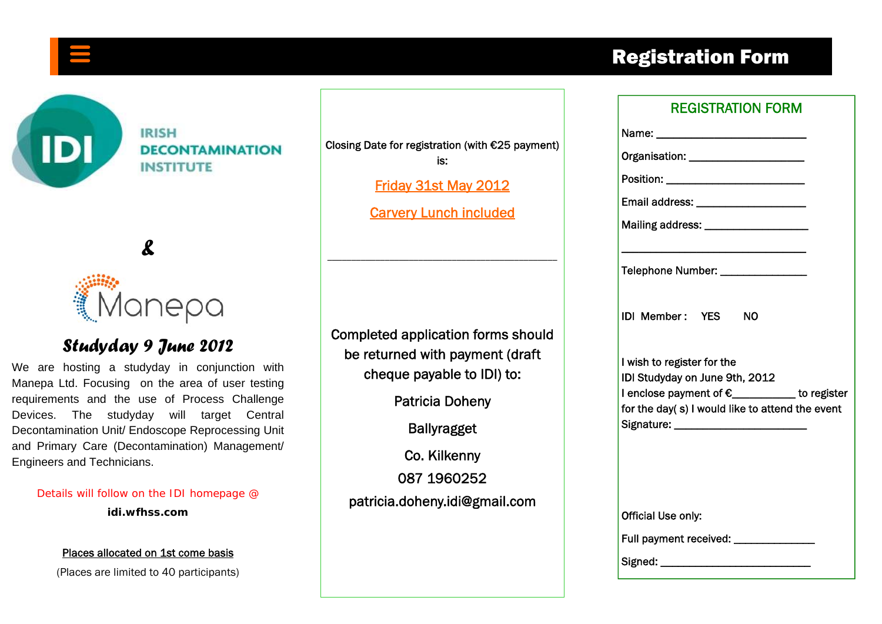# Registration Form

IRISH DECONTAMINATION INSTITUTE

&

Manepa

## Studyday 9 June 2012

We are hosting a studyday in conjunction with Manepa Ltd. Focusing on the area of user testing requirements and the use of Process Challenge Devices. The studyday will target Central Decontamination Unit/ Endoscope Reprocessing Unit and Primary Care (Decontamination) Management/ Engineers and Technicians.

Details will follow on the IDI homepage @

**idi.wfhss.com**

Places allocated on 1st come basis

(Places are limited to 40 participants)

Closing Date for registration (with €25 payment) is:

Friday 31st May 2012

Carvery Lunch included

---

Completed application forms should be returned with payment (draft cheque payable to IDI) to:

Patricia Doheny

Ballyragget

Co. Kilkenny

087 1960252

patricia.doheny.idi@gmail.com

## REGISTRATION FORM

Name: ________________________

Organisation: ___________________

Position: ______________________

Email address: __________________

Mailing address: ________________

______________________________

Telephone Number: ______________

IDI Member : YES NO

I wish to register for the IDI Studyday on June 9th, 2012

I enclose payment of €__________ to register for the day( s) I would like to attend the event

Signature: _____________________

Official Use only:

Full payment received: _____________

Signed: _________________________